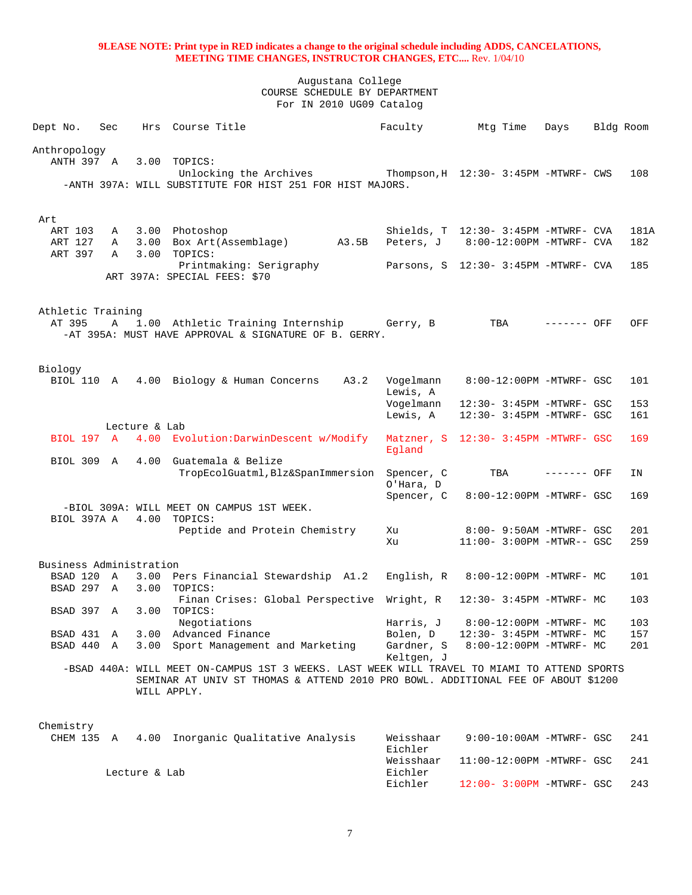**9LEASE NOTE: Print type in RED indicates a change to the original schedule including ADDS, CANCELATIONS, MEETING TIME CHANGES, INSTRUCTOR CHANGES, ETC....** Rev. 1/04/10

Augustana College
COURSE SCHEDULE BY DEPARTMENT
For IN 2010 UG09 Catalog

| Dept No. | Sec | Hrs | Course Title | | Faculty | Mtg Time | Days | Bldg | Room |
|---|---|---|---|---|---|---|---|---|---|
| **Anthropology** | | | | | | | | | |
| ANTH 397 | A | 3.00 | TOPICS: | | | | | | |
| | | | Unlocking the Archives | | Thompson,H | 12:30- 3:45PM | -MTWRF- | CWS | 108 |
| -ANTH 397A: WILL SUBSTITUTE FOR HIST 251 FOR HIST MAJORS. | | | | | | | | | |
| **Art** | | | | | | | | | |
| ART 103 | A | 3.00 | Photoshop | | Shields, T | 12:30- 3:45PM | -MTWRF- | CVA | 181A |
| ART 127 | A | 3.00 | Box Art(Assemblage) | A3.5B | Peters, J | 8:00-12:00PM | -MTWRF- | CVA | 182 |
| ART 397 | A | 3.00 | TOPICS: | | | | | | |
| | | | Printmaking: Serigraphy | | Parsons, S | 12:30- 3:45PM | -MTWRF- | CVA | 185 |
| ART 397A: SPECIAL FEES: $70 | | | | | | | | | |
| **Athletic Training** | | | | | | | | | |
| AT 395 | A | 1.00 | Athletic Training Internship | | Gerry, B | TBA | ------- | OFF | OFF |
| -AT 395A: MUST HAVE APPROVAL & SIGNATURE OF B. GERRY. | | | | | | | | | |
| **Biology** | | | | | | | | | |
| BIOL 110 | A | 4.00 | Biology & Human Concerns | A3.2 | Vogelmann | 8:00-12:00PM | -MTWRF- | GSC | 101 |
| | | | | | Lewis, A | | | | |
| | | | | | Vogelmann | 12:30- 3:45PM | -MTWRF- | GSC | 153 |
| | | | | | Lewis, A | 12:30- 3:45PM | -MTWRF- | GSC | 161 |
| | Lecture & Lab | | | | | | | | |
| BIOL 197 | A | 4.00 | Evolution:DarwinDescent w/Modify | | Matzner, S | 12:30- 3:45PM | -MTWRF- | GSC | 169 |
| | | | | | Egland | | | | |
| BIOL 309 | A | 4.00 | Guatemala & Belize | | | | | | |
| | | | TropEcolGuatml,Blz&SpanImmersion | | Spencer, C | TBA | ------- | OFF | IN |
| | | | | | O'Hara, D | | | | |
| | | | | | Spencer, C | 8:00-12:00PM | -MTWRF- | GSC | 169 |
| -BIOL 309A: WILL MEET ON CAMPUS 1ST WEEK. | | | | | | | | | |
| BIOL 397A | A | 4.00 | TOPICS: | | | | | | |
| | | | Peptide and Protein Chemistry | | Xu | 8:00- 9:50AM | -MTWRF- | GSC | 201 |
| | | | | | Xu | 11:00- 3:00PM | -MTWR-- | GSC | 259 |
| **Business Administration** | | | | | | | | | |
| BSAD 120 | A | 3.00 | Pers Financial Stewardship | A1.2 | English, R | 8:00-12:00PM | -MTWRF- | MC | 101 |
| BSAD 297 | A | 3.00 | TOPICS: | | | | | | |
| | | | Finan Crises: Global Perspective | | Wright, R | 12:30- 3:45PM | -MTWRF- | MC | 103 |
| BSAD 397 | A | 3.00 | TOPICS: | | | | | | |
| | | | Negotiations | | Harris, J | 8:00-12:00PM | -MTWRF- | MC | 103 |
| BSAD 431 | A | 3.00 | Advanced Finance | | Bolen, D | 12:30- 3:45PM | -MTWRF- | MC | 157 |
| BSAD 440 | A | 3.00 | Sport Management and Marketing | | Gardner, S | 8:00-12:00PM | -MTWRF- | MC | 201 |
| | | | | | Keltgen, J | | | | |
| -BSAD 440A: WILL MEET ON-CAMPUS 1ST 3 WEEKS. LAST WEEK WILL TRAVEL TO MIAMI TO ATTEND SPORTS SEMINAR AT UNIV ST THOMAS & ATTEND 2010 PRO BOWL. ADDITIONAL FEE OF ABOUT $1200 WILL APPLY. | | | | | | | | | |
| **Chemistry** | | | | | | | | | |
| CHEM 135 | A | 4.00 | Inorganic Qualitative Analysis | | Weisshaar | 9:00-10:00AM | -MTWRF- | GSC | 241 |
| | | | | | Eichler | | | | |
| | | | | | Weisshaar | 11:00-12:00PM | -MTWRF- | GSC | 241 |
| | Lecture & Lab | | | | Eichler | | | | |
| | | | | | Eichler | 12:00- 3:00PM | -MTWRF- | GSC | 243 |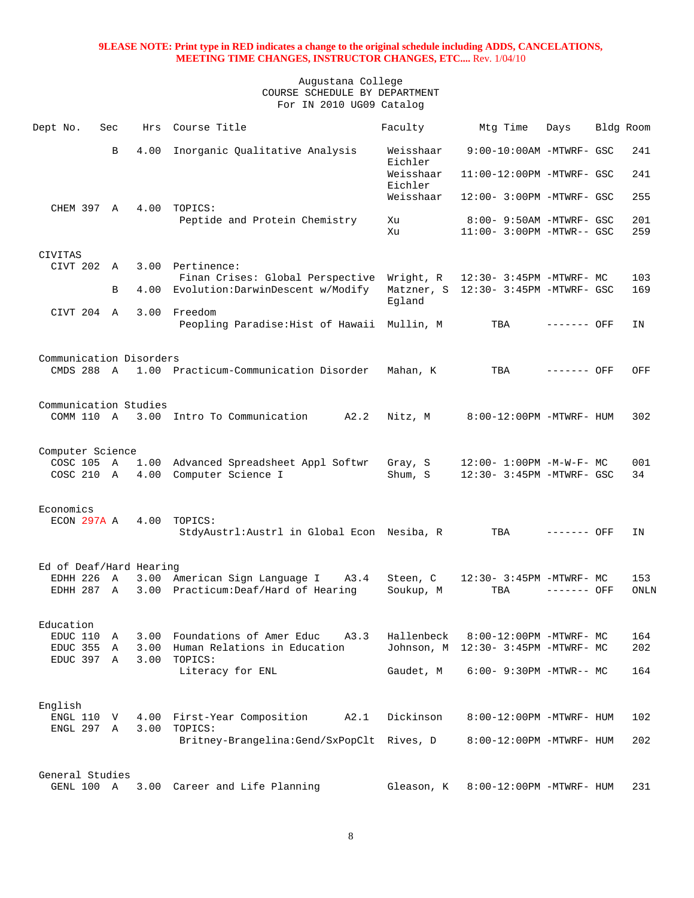**9LEASE NOTE: Print type in RED indicates a change to the original schedule including ADDS, CANCELATIONS, MEETING TIME CHANGES, INSTRUCTOR CHANGES, ETC....** Rev. 1/04/10

Augustana College
COURSE SCHEDULE BY DEPARTMENT
For IN 2010 UG09 Catalog

| Dept No. | Sec | Hrs | Course Title | Faculty | Mtg Time | Days | Bldg | Room |
|---|---|---|---|---|---|---|---|---|
| | B | 4.00 | Inorganic Qualitative Analysis | Weisshaar Eichler | 9:00-10:00AM | -MTWRF- | GSC | 241 |
| | | | | Weisshaar Eichler | 11:00-12:00PM | -MTWRF- | GSC | 241 |
| | | | | Weisshaar | 12:00- 3:00PM | -MTWRF- | GSC | 255 |
| CHEM 397 | A | 4.00 | TOPICS: | | | | | |
| | | | Peptide and Protein Chemistry | Xu | 8:00- 9:50AM | -MTWRF- | GSC | 201 |
| | | | | Xu | 11:00- 3:00PM | -MTWR-- | GSC | 259 |
| CIVITAS | | | | | | | | |
| CIVT 202 | A | 3.00 | Pertinence: | | | | | |
| | | | Finan Crises: Global Perspective | Wright, R | 12:30- 3:45PM | -MTWRF- | MC | 103 |
| | B | 4.00 | Evolution:DarwinDescent w/Modify | Matzner, S Egland | 12:30- 3:45PM | -MTWRF- | GSC | 169 |
| CIVT 204 | A | 3.00 | Freedom | | | | | |
| | | | Peopling Paradise:Hist of Hawaii | Mullin, M | TBA | ------- | OFF | IN |
| Communication Disorders | | | | | | | | |
| CMDS 288 | A | 1.00 | Practicum-Communication Disorder | Mahan, K | TBA | ------- | OFF | OFF |
| Communication Studies | | | | | | | | |
| COMM 110 | A | 3.00 | Intro To Communication A2.2 | Nitz, M | 8:00-12:00PM | -MTWRF- | HUM | 302 |
| Computer Science | | | | | | | | |
| COSC 105 | A | 1.00 | Advanced Spreadsheet Appl Softwr | Gray, S | 12:00- 1:00PM | -M-W-F- | MC | 001 |
| COSC 210 | A | 4.00 | Computer Science I | Shum, S | 12:30- 3:45PM | -MTWRF- | GSC | 34 |
| Economics | | | | | | | | |
| ECON 297A | A | 4.00 | TOPICS: | | | | | |
| | | | StdyAustrl:Austrl in Global Econ | Nesiba, R | TBA | ------- | OFF | IN |
| Ed of Deaf/Hard Hearing | | | | | | | | |
| EDHH 226 | A | 3.00 | American Sign Language I A3.4 | Steen, C | 12:30- 3:45PM | -MTWRF- | MC | 153 |
| EDHH 287 | A | 3.00 | Practicum:Deaf/Hard of Hearing | Soukup, M | TBA | ------- | OFF | ONLN |
| Education | | | | | | | | |
| EDUC 110 | A | 3.00 | Foundations of Amer Educ A3.3 | Hallenbeck | 8:00-12:00PM | -MTWRF- | MC | 164 |
| EDUC 355 | A | 3.00 | Human Relations in Education | Johnson, M | 12:30- 3:45PM | -MTWRF- | MC | 202 |
| EDUC 397 | A | 3.00 | TOPICS: | | | | | |
| | | | Literacy for ENL | Gaudet, M | 6:00- 9:30PM | -MTWR-- | MC | 164 |
| English | | | | | | | | |
| ENGL 110 | V | 4.00 | First-Year Composition A2.1 | Dickinson | 8:00-12:00PM | -MTWRF- | HUM | 102 |
| ENGL 297 | A | 3.00 | TOPICS: | | | | | |
| | | | Britney-Brangelina:Gend/SxPopClt | Rives, D | 8:00-12:00PM | -MTWRF- | HUM | 202 |
| General Studies | | | | | | | | |
| GENL 100 | A | 3.00 | Career and Life Planning | Gleason, K | 8:00-12:00PM | -MTWRF- | HUM | 231 |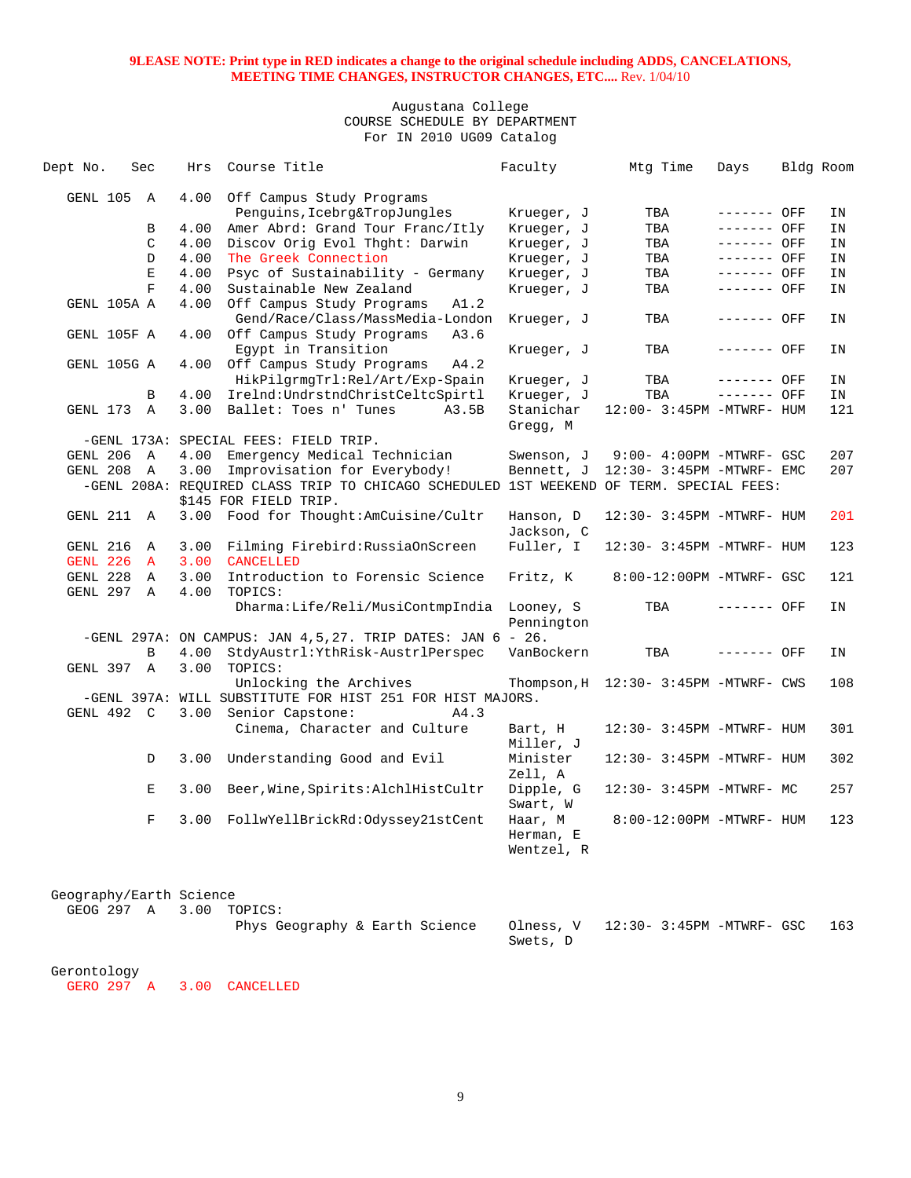**9LEASE NOTE: Print type in RED indicates a change to the original schedule including ADDS, CANCELATIONS, MEETING TIME CHANGES, INSTRUCTOR CHANGES, ETC....** Rev. 1/04/10

Augustana College
COURSE SCHEDULE BY DEPARTMENT
For IN 2010 UG09 Catalog

| Dept No. | Sec | Hrs | Course Title | Faculty | Mtg Time | Days | Bldg | Room |
|---|---|---|---|---|---|---|---|---|
| GENL 105 | A | 4.00 | Off Campus Study Programs<br>Penguins,Icebrg&TropJungles | Krueger, J | TBA | ------- | OFF | IN |
| | B | 4.00 | Amer Abrd: Grand Tour Franc/Itly | Krueger, J | TBA | ------- | OFF | IN |
| | C | 4.00 | Discov Orig Evol Thght: Darwin | Krueger, J | TBA | ------- | OFF | IN |
| | D | 4.00 | The Greek Connection | Krueger, J | TBA | ------- | OFF | IN |
| | E | 4.00 | Psyc of Sustainability - Germany | Krueger, J | TBA | ------- | OFF | IN |
| | F | 4.00 | Sustainable New Zealand | Krueger, J | TBA | ------- | OFF | IN |
| GENL 105A | A | 4.00 | Off Campus Study Programs A1.2<br>Gend/Race/Class/MassMedia-London | Krueger, J | TBA | ------- | OFF | IN |
| GENL 105F | A | 4.00 | Off Campus Study Programs A3.6<br>Egypt in Transition | Krueger, J | TBA | ------- | OFF | IN |
| GENL 105G | A | 4.00 | Off Campus Study Programs A4.2<br>HikPilgrmgTrl:Rel/Art/Exp-Spain | Krueger, J | TBA | ------- | OFF | IN |
| | B | 4.00 | Irelnd:UndrstndChristCeltcSpirtl | Krueger, J | TBA | ------- | OFF | IN |
| GENL 173 | A | 3.00 | Ballet: Toes n' Tunes A3.5B | Stanichar<br>Gregg, M | 12:00- 3:45PM | -MTWRF- | HUM | 121 |
| -GENL 173A: SPECIAL FEES: FIELD TRIP. | | | | | | | | |
| GENL 206 | A | 4.00 | Emergency Medical Technician | Swenson, J | 9:00- 4:00PM | -MTWRF- | GSC | 207 |
| GENL 208 | A | 3.00 | Improvisation for Everybody! | Bennett, J | 12:30- 3:45PM | -MTWRF- | EMC | 207 |
| -GENL 208A: REQUIRED CLASS TRIP TO CHICAGO SCHEDULED 1ST WEEKEND OF TERM. SPECIAL FEES: $145 FOR FIELD TRIP. | | | | | | | | |
| GENL 211 | A | 3.00 | Food for Thought:AmCuisine/Cultr | Hanson, D<br>Jackson, C | 12:30- 3:45PM | -MTWRF- | HUM | 201 |
| GENL 216 | A | 3.00 | Filming Firebird:RussiaOnScreen | Fuller, I | 12:30- 3:45PM | -MTWRF- | HUM | 123 |
| GENL 226 | A | 3.00 | CANCELLED | | | | | |
| GENL 228 | A | 3.00 | Introduction to Forensic Science | Fritz, K | 8:00-12:00PM | -MTWRF- | GSC | 121 |
| GENL 297 | A | 4.00 | TOPICS:<br>Dharma:Life/Reli/MusiContmpIndia | Looney, S<br>Pennington | TBA | ------- | OFF | IN |
| -GENL 297A: ON CAMPUS: JAN 4,5,27. TRIP DATES: JAN 6 - 26. | | | | | | | | |
| | B | 4.00 | StdyAustrl:YthRisk-AustrlPerspec | VanBockern | TBA | ------- | OFF | IN |
| GENL 397 | A | 3.00 | TOPICS:<br>Unlocking the Archives | Thompson,H | 12:30- 3:45PM | -MTWRF- | CWS | 108 |
| -GENL 397A: WILL SUBSTITUTE FOR HIST 251 FOR HIST MAJORS. | | | | | | | | |
| GENL 492 | C | 3.00 | Senior Capstone: A4.3<br>Cinema, Character and Culture | Bart, H<br>Miller, J | 12:30- 3:45PM | -MTWRF- | HUM | 301 |
| | D | 3.00 | Understanding Good and Evil | Minister<br>Zell, A | 12:30- 3:45PM | -MTWRF- | HUM | 302 |
| | E | 3.00 | Beer,Wine,Spirits:AlchlHistCultr | Dipple, G<br>Swart, W | 12:30- 3:45PM | -MTWRF- | MC | 257 |
| | F | 3.00 | FollwYellBrickRd:Odyssey21stCent | Haar, M<br>Herman, E<br>Wentzel, R | 8:00-12:00PM | -MTWRF- | HUM | 123 |

Geography/Earth Science

| Dept No. | Sec | Hrs | Course Title | Faculty | Mtg Time | Days | Bldg | Room |
|---|---|---|---|---|---|---|---|---|
| GEOG 297 | A | 3.00 | TOPICS:<br>Phys Geography & Earth Science | Olness, V<br>Swets, D | 12:30- 3:45PM | -MTWRF- | GSC | 163 |

Gerontology

| Dept No. | Sec | Hrs | Course Title | Faculty | Mtg Time | Days | Bldg | Room |
|---|---|---|---|---|---|---|---|---|
| GERO 297 | A | 3.00 | CANCELLED | | | | | |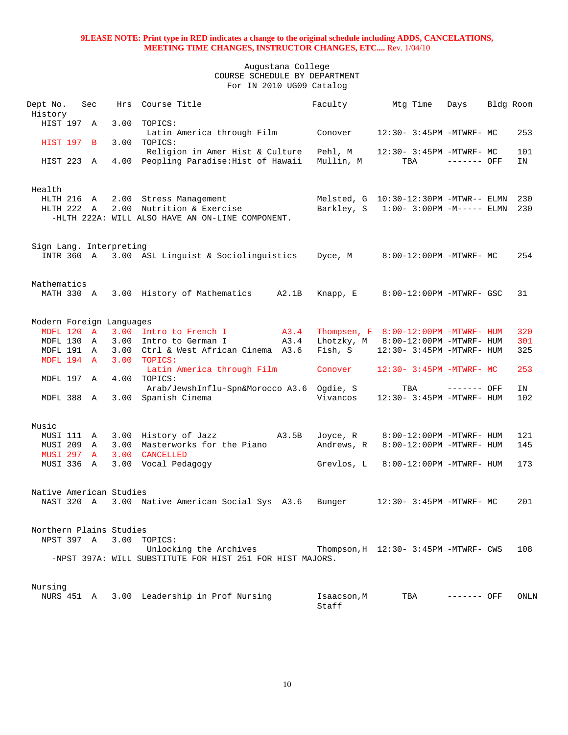**9LEASE NOTE: Print type in RED indicates a change to the original schedule including ADDS, CANCELATIONS, MEETING TIME CHANGES, INSTRUCTOR CHANGES, ETC....** Rev. 1/04/10

Augustana College
COURSE SCHEDULE BY DEPARTMENT
For IN 2010 UG09 Catalog

| Dept No. | Sec | Hrs | Course Title | | Faculty | Mtg Time | Days | Bldg | Room |
|---|---|---|---|---|---|---|---|---|---|
| **History** | | | | | | | | | |
| HIST 197 | A | 3.00 | TOPICS: Latin America through Film | | Conover | 12:30- 3:45PM | -MTWRF- | MC | 253 |
| HIST 197 | B | 3.00 | TOPICS: Religion in Amer Hist & Culture | | Pehl, M | 12:30- 3:45PM | -MTWRF- | MC | 101 |
| HIST 223 | A | 4.00 | Peopling Paradise:Hist of Hawaii | | Mullin, M | TBA | ------- | OFF | IN |
| **Health** | | | | | | | | | |
| HLTH 216 | A | 2.00 | Stress Management | | Melsted, G | 10:30-12:30PM | -MTWR-- | ELMN | 230 |
| HLTH 222 | A | 2.00 | Nutrition & Exercise | | Barkley, S | 1:00- 3:00PM | -M----- | ELMN | 230 |
| -HLTH 222A: WILL ALSO HAVE AN ON-LINE COMPONENT. | | | | | | | | | |
| **Sign Lang. Interpreting** | | | | | | | | | |
| INTR 360 | A | 3.00 | ASL Linguist & Sociolinguistics | | Dyce, M | 8:00-12:00PM | -MTWRF- | MC | 254 |
| **Mathematics** | | | | | | | | | |
| MATH 330 | A | 3.00 | History of Mathematics | A2.1B | Knapp, E | 8:00-12:00PM | -MTWRF- | GSC | 31 |
| **Modern Foreign Languages** | | | | | | | | | |
| MDFL 120 | A | 3.00 | Intro to French I | A3.4 | Thompsen, F | 8:00-12:00PM | -MTWRF- | HUM | 320 |
| MDFL 130 | A | 3.00 | Intro to German I | A3.4 | Lhotzky, M | 8:00-12:00PM | -MTWRF- | HUM | 301 |
| MDFL 191 | A | 3.00 | Ctrl & West African Cinema | A3.6 | Fish, S | 12:30- 3:45PM | -MTWRF- | HUM | 325 |
| MDFL 194 | A | 3.00 | TOPICS: Latin America through Film | | Conover | 12:30- 3:45PM | -MTWRF- | MC | 253 |
| MDFL 197 | A | 4.00 | TOPICS: Arab/JewshInflu-Spn&Morocco | A3.6 | Ogdie, S | TBA | ------- | OFF | IN |
| MDFL 388 | A | 3.00 | Spanish Cinema | | Vivancos | 12:30- 3:45PM | -MTWRF- | HUM | 102 |
| **Music** | | | | | | | | | |
| MUSI 111 | A | 3.00 | History of Jazz | A3.5B | Joyce, R | 8:00-12:00PM | -MTWRF- | HUM | 121 |
| MUSI 209 | A | 3.00 | Masterworks for the Piano | | Andrews, R | 8:00-12:00PM | -MTWRF- | HUM | 145 |
| MUSI 297 | A | 3.00 | CANCELLED | | | | | | |
| MUSI 336 | A | 3.00 | Vocal Pedagogy | | Grevlos, L | 8:00-12:00PM | -MTWRF- | HUM | 173 |
| **Native American Studies** | | | | | | | | | |
| NAST 320 | A | 3.00 | Native American Social Sys | A3.6 | Bunger | 12:30- 3:45PM | -MTWRF- | MC | 201 |
| **Northern Plains Studies** | | | | | | | | | |
| NPST 397 | A | 3.00 | TOPICS: Unlocking the Archives | | Thompson, H | 12:30- 3:45PM | -MTWRF- | CWS | 108 |
| -NPST 397A: WILL SUBSTITUTE FOR HIST 251 FOR HIST MAJORS. | | | | | | | | | |
| **Nursing** | | | | | | | | | |
| NURS 451 | A | 3.00 | Leadership in Prof Nursing | | Isaacson, M Staff | TBA | ------- | OFF | ONLN |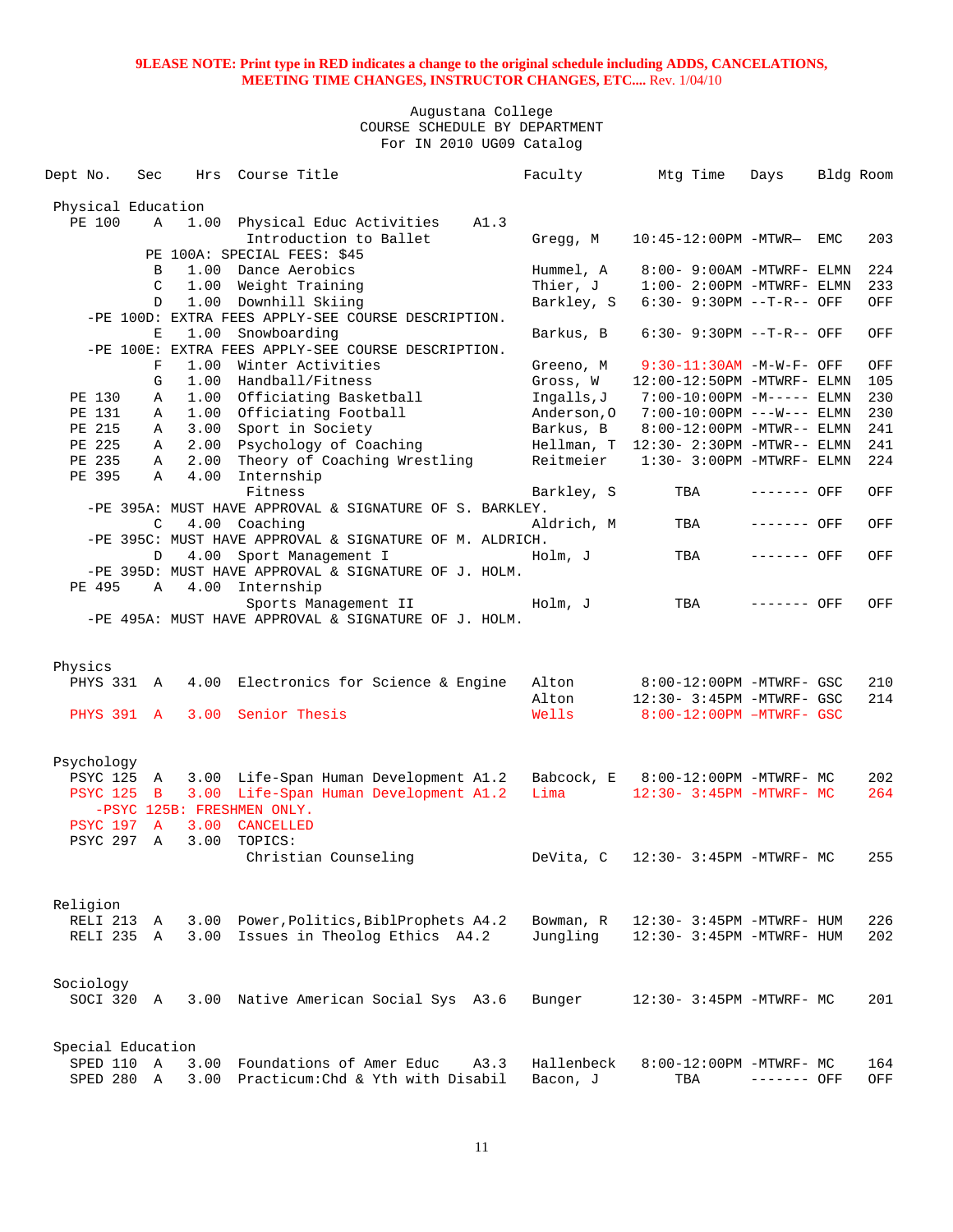**9LEASE NOTE: Print type in RED indicates a change to the original schedule including ADDS, CANCELATIONS, MEETING TIME CHANGES, INSTRUCTOR CHANGES, ETC....** Rev. 1/04/10

Augustana College
COURSE SCHEDULE BY DEPARTMENT
For IN 2010 UG09 Catalog

| Dept No. | Sec | Hrs | Course Title | Faculty | Mtg Time | Days | Bldg | Room |
|---|---|---|---|---|---|---|---|---|
| **Physical Education** | | | | | | | | |
| PE 100 | A | 1.00 | Physical Educ Activities A1.3 | | | | | |
| | | | Introduction to Ballet | Gregg, M | 10:45-12:00PM | -MTWR— | EMC | 203 |
| | | | PE 100A: SPECIAL FEES: $45 | | | | | |
| | B | 1.00 | Dance Aerobics | Hummel, A | 8:00- 9:00AM | -MTWRF- | ELMN | 224 |
| | C | 1.00 | Weight Training | Thier, J | 1:00- 2:00PM | -MTWRF- | ELMN | 233 |
| | D | 1.00 | Downhill Skiing | Barkley, S | 6:30- 9:30PM | --T-R-- | OFF | OFF |
| | | | -PE 100D: EXTRA FEES APPLY-SEE COURSE DESCRIPTION. | | | | | |
| | E | 1.00 | Snowboarding | Barkus, B | 6:30- 9:30PM | --T-R-- | OFF | OFF |
| | | | -PE 100E: EXTRA FEES APPLY-SEE COURSE DESCRIPTION. | | | | | |
| | F | 1.00 | Winter Activities | Greeno, M | 9:30-11:30AM | -M-W-F- | OFF | OFF |
| | G | 1.00 | Handball/Fitness | Gross, W | 12:00-12:50PM | -MTWRF- | ELMN | 105 |
| PE 130 | A | 1.00 | Officiating Basketball | Ingalls,J | 7:00-10:00PM | -M----- | ELMN | 230 |
| PE 131 | A | 1.00 | Officiating Football | Anderson,O | 7:00-10:00PM | ---W--- | ELMN | 230 |
| PE 215 | A | 3.00 | Sport in Society | Barkus, B | 8:00-12:00PM | -MTWR-- | ELMN | 241 |
| PE 225 | A | 2.00 | Psychology of Coaching | Hellman, T | 12:30- 2:30PM | -MTWR-- | ELMN | 241 |
| PE 235 | A | 2.00 | Theory of Coaching Wrestling | Reitmeier | 1:30- 3:00PM | -MTWRF- | ELMN | 224 |
| PE 395 | A | 4.00 | Internship | | | | | |
| | | | Fitness | Barkley, S | TBA | ------- | OFF | OFF |
| | | | -PE 395A: MUST HAVE APPROVAL & SIGNATURE OF S. BARKLEY. | | | | | |
| | C | 4.00 | Coaching | Aldrich, M | TBA | ------- | OFF | OFF |
| | | | -PE 395C: MUST HAVE APPROVAL & SIGNATURE OF M. ALDRICH. | | | | | |
| | D | 4.00 | Sport Management I | Holm, J | TBA | ------- | OFF | OFF |
| | | | -PE 395D: MUST HAVE APPROVAL & SIGNATURE OF J. HOLM. | | | | | |
| PE 495 | A | 4.00 | Internship | | | | | |
| | | | Sports Management II | Holm, J | TBA | ------- | OFF | OFF |
| | | | -PE 495A: MUST HAVE APPROVAL & SIGNATURE OF J. HOLM. | | | | | |
| **Physics** | | | | | | | | |
| PHYS 331 | A | 4.00 | Electronics for Science & Engine | Alton | 8:00-12:00PM | -MTWRF- | GSC | 210 |
| | | | | Alton | 12:30- 3:45PM | -MTWRF- | GSC | 214 |
| PHYS 391 | A | 3.00 | Senior Thesis | Wells | 8:00-12:00PM | –MTWRF- | GSC | |
| **Psychology** | | | | | | | | |
| PSYC 125 | A | 3.00 | Life-Span Human Development A1.2 | Babcock, E | 8:00-12:00PM | -MTWRF- | MC | 202 |
| PSYC 125 | B | 3.00 | Life-Span Human Development A1.2 | Lima | 12:30- 3:45PM | -MTWRF- | MC | 264 |
| | | | -PSYC 125B: FRESHMEN ONLY. | | | | | |
| PSYC 197 | A | 3.00 | CANCELLED | | | | | |
| PSYC 297 | A | 3.00 | TOPICS: | | | | | |
| | | | Christian Counseling | DeVita, C | 12:30- 3:45PM | -MTWRF- | MC | 255 |
| **Religion** | | | | | | | | |
| RELI 213 | A | 3.00 | Power,Politics,BiblProphets A4.2 | Bowman, R | 12:30- 3:45PM | -MTWRF- | HUM | 226 |
| RELI 235 | A | 3.00 | Issues in Theolog Ethics A4.2 | Jungling | 12:30- 3:45PM | -MTWRF- | HUM | 202 |
| **Sociology** | | | | | | | | |
| SOCI 320 | A | 3.00 | Native American Social Sys A3.6 | Bunger | 12:30- 3:45PM | -MTWRF- | MC | 201 |
| **Special Education** | | | | | | | | |
| SPED 110 | A | 3.00 | Foundations of Amer Educ A3.3 | Hallenbeck | 8:00-12:00PM | -MTWRF- | MC | 164 |
| SPED 280 | A | 3.00 | Practicum:Chd & Yth with Disabil | Bacon, J | TBA | ------- | OFF | OFF |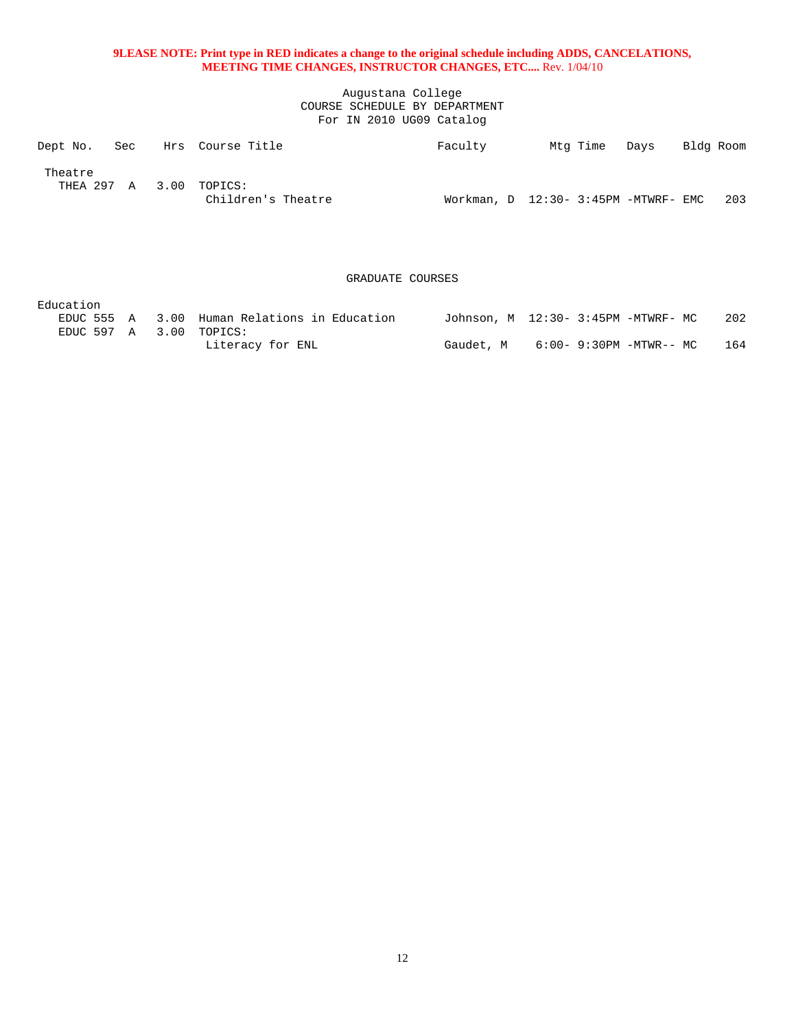**9LEASE NOTE: Print type in RED indicates a change to the original schedule including ADDS, CANCELATIONS, MEETING TIME CHANGES, INSTRUCTOR CHANGES, ETC....** Rev. 1/04/10

Augustana College
COURSE SCHEDULE BY DEPARTMENT
For IN 2010 UG09 Catalog

| Dept No. | Sec | Hrs | Course Title | Faculty | Mtg Time | Days | Bldg | Room |
|---|---|---|---|---|---|---|---|---|
| Theatre | | | | | | | | |
| THEA 297 | A | 3.00 | TOPICS: | | | | | |
| | | | Children's Theatre | Workman, D | 12:30- 3:45PM | -MTWRF- | EMC | 203 |

GRADUATE COURSES

| Dept No. | Sec | Hrs | Course Title | Faculty | Mtg Time | Days | Bldg | Room |
|---|---|---|---|---|---|---|---|---|
| Education | | | | | | | | |
| EDUC 555 | A | 3.00 | Human Relations in Education | Johnson, M | 12:30- 3:45PM | -MTWRF- | MC | 202 |
| EDUC 597 | A | 3.00 | TOPICS: | | | | | |
| | | | Literacy for ENL | Gaudet, M | 6:00- 9:30PM | -MTWR-- | MC | 164 |